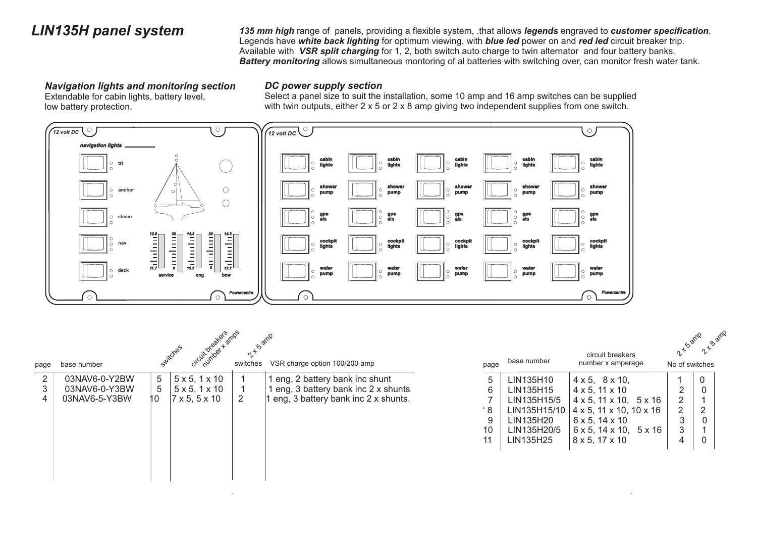# LIN135H panel system

***135 mm high*** range of panels, providing a flexible system, .that allows ***legends*** engraved to ***customer specification***. Legends have ***white back lighting*** for optimum viewing, with ***blue led*** power on and ***red led*** circuit breaker trip. Available with ***VSR split charging*** for 1, 2, both switch auto charge to twin alternator and four battery banks. ***Battery monitoring*** allows simultaneous montoring of al batteries with switching over, can monitor fresh water tank.

### *Navigation lights and monitoring section*

Extendable for cabin lights, battery level, low battery protection.

### *DC power supply section*

Select a panel size to suit the installation, some 10 amp and 16 amp switches can be supplied with twin outputs, either 2 x 5 or 2 x 8 amp giving two independent supplies from one switch.

12 volt DC

navigation lights

tri

anchor

steam

nav

deck

13.0 30 14.3 30 14.3

11.7 0 12.2 0 12.2

service eng bow

Powercentre

12 volt DC

cabin lights | shower pump | gps ais | cockpit lights | water pump

Powercentre

| page | base number | switches | circuit breakers number x amps | 2 x 5 amp switches | VSR charge option 100/200 amp |
|---|---|---|---|---|---|
| 2 | 03NAV6-0-Y2BW | 5 | 5 x 5, 1 x 10 | 1 | 1 eng, 2 battery bank inc shunt |
| 3 | 03NAV6-0-Y3BW | 5 | 5 x 5, 1 x 10 | 1 | 1 eng, 3 battery bank inc 2 x shunts |
| 4 | 03NAV6-5-Y3BW | 10 | 7 x 5, 5 x 10 | 2 | 1 eng, 3 battery bank inc 2 x shunts. |

| page | base number | circuit breakers number x amperage | No of switches 2 x 5 amp | No of switches 2 x 8 amp |
|---|---|---|---|---|
| 5 | LIN135H10 | 4 x 5, 8 x 10, | 1 | 0 |
| 6 | LIN135H15 | 4 x 5, 11 x 10 | 2 | 0 |
| 7 | LIN135H15/5 | 4 x 5, 11 x 10, 5 x 16 | 2 | 1 |
| 8 | LIN135H15/10 | 4 x 5, 11 x 10, 10 x 16 | 2 | 2 |
| 9 | LIN135H20 | 6 x 5, 14 x 10 | 3 | 0 |
| 10 | LIN135H20/5 | 6 x 5, 14 x 10, 5 x 16 | 3 | 1 |
| 11 | LIN135H25 | 8 x 5, 17 x 10 | 4 | 0 |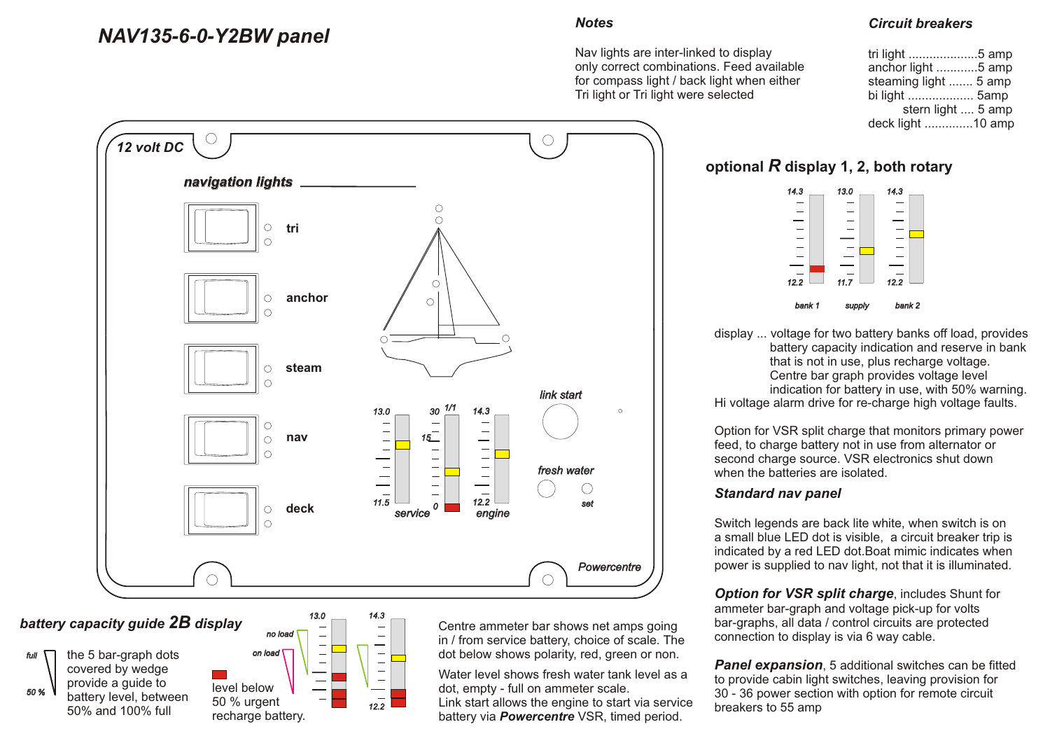# NAV135-6-0-Y2BW panel

### Notes

Nav lights are inter-linked to display only correct combinations. Feed available for compass light / back light when either Tri light or Tri light were selected

### Circuit breakers

tri light ....................5 amp
anchor light ............5 amp
steaming light ....... 5 amp
bi light .................. 5amp
stern light .... 5 amp
deck light .............10 amp

12 volt DC

**navigation lights**

tri

anchor

steam

nav

deck

13.0 11.5 service

30 1/1 15 0

14.3 12.2 engine

link start

fresh water

set

Powercentre

## optional *R* display 1, 2, both rotary

14.3 12.2 bank 1

13.0 11.7 supply

14.3 12.2 bank 2

display ... voltage for two battery banks off load, provides battery capacity indication and reserve in bank that is not in use, plus recharge voltage. Centre bar graph provides voltage level indication for battery in use, with 50% warning.
Hi voltage alarm drive for re-charge high voltage faults.

Option for VSR split charge that monitors primary power feed, to charge battery not in use from alternator or second charge source. VSR electronics shut down when the batteries are isolated.

### *Standard nav panel*

Switch legends are back lite white, when switch is on a small blue LED dot is visible, a circuit breaker trip is indicated by a red LED dot.Boat mimic indicates when power is supplied to nav light, not that it is illuminated.

***Option for VSR split charge***, includes Shunt for ammeter bar-graph and voltage pick-up for volts bar-graphs, all data / control circuits are protected connection to display is via 6 way cable.

***Panel expansion***, 5 additional switches can be fitted to provide cabin light switches, leaving provision for 30 - 36 power section with option for remote circuit breakers to 55 amp

## battery capacity guide *2B* display

full

50 %

the 5 bar-graph dots covered by wedge provide a guide to battery level, between 50% and 100% full

no load

on load

13.0

14.3

12.2

level below 50 % urgent recharge battery.

Centre ammeter bar shows net amps going in / from service battery, choice of scale. The dot below shows polarity, red, green or non.

Water level shows fresh water tank level as a dot, empty - full on ammeter scale.
Link start allows the engine to start via service battery via ***Powercentre*** VSR, timed period.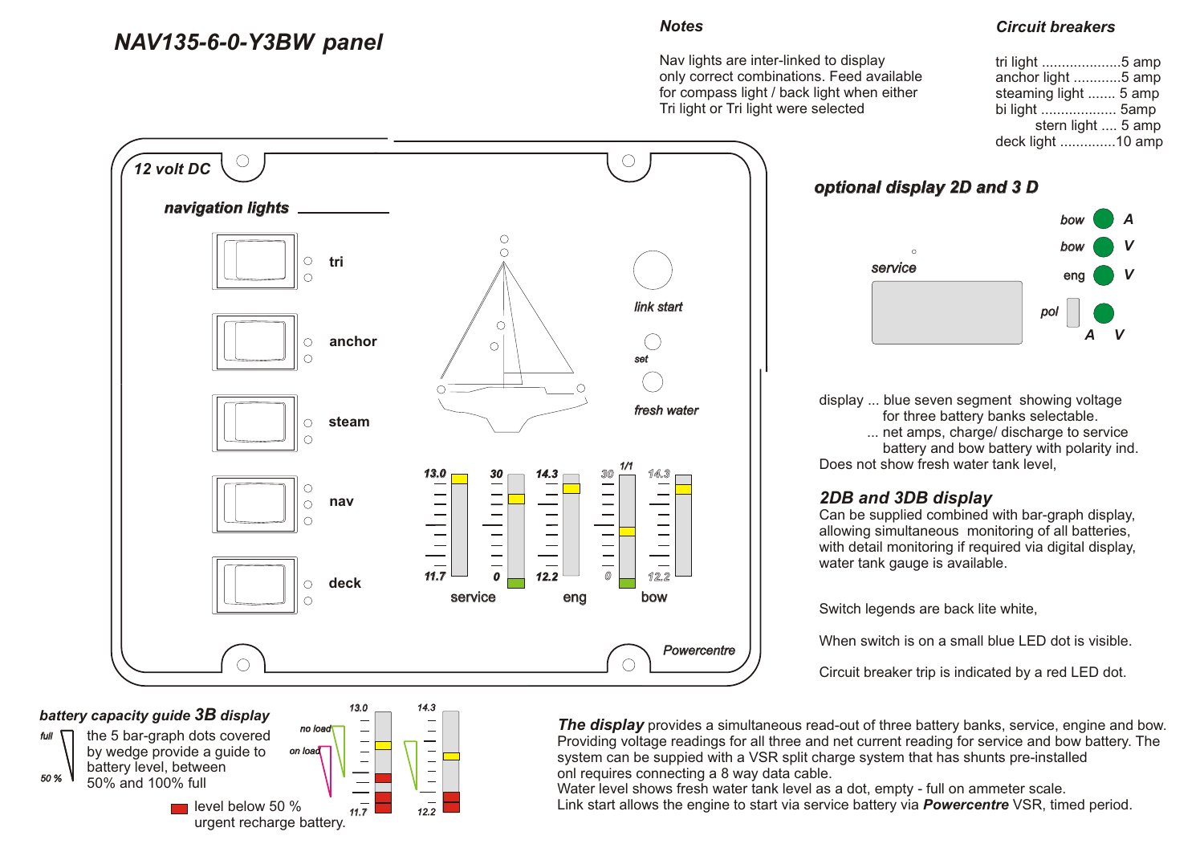# NAV135-6-0-Y3BW panel

### Notes

Nav lights are inter-linked to display only correct combinations. Feed available for compass light / back light when either Tri light or Tri light were selected

### Circuit breakers

tri light ....................5 amp
anchor light ............5 amp
steaming light ....... 5 amp
bi light .................. 5amp
stern light .... 5 amp
deck light .............10 amp

12 volt DC

**navigation lights**

tri

anchor

steam

nav

deck

link start

set

fresh water

13.0 11.7 service

30 0

14.3 12.2 eng

30 1/1 0

14.3 12.2 bow

Powercentre

### optional display 2D and 3 D

service

bow A
bow V
eng V
pol A V

display ... blue seven segment showing voltage for three battery banks selectable.
... net amps, charge/ discharge to service battery and bow battery with polarity ind.
Does not show fresh water tank level,

### 2DB and 3DB display

Can be supplied combined with bar-graph display, allowing simultaneous monitoring of all batteries, with detail monitoring if required via digital display, water tank gauge is available.

Switch legends are back lite white,

When switch is on a small blue LED dot is visible.

Circuit breaker trip is indicated by a red LED dot.

### battery capacity guide 3B display

full

50 %

the 5 bar-graph dots covered by wedge provide a guide to battery level, between 50% and 100% full

level below 50 % urgent recharge battery.

no load

on load

13.0 11.7

14.3 12.2

**The display** provides a simultaneous read-out of three battery banks, service, engine and bow. Providing voltage readings for all three and net current reading for service and bow battery. The system can be suppied with a VSR split charge system that has shunts pre-installed onl requires connecting a 8 way data cable.
Water level shows fresh water tank level as a dot, empty - full on ammeter scale.
Link start allows the engine to start via service battery via ***Powercentre*** VSR, timed period.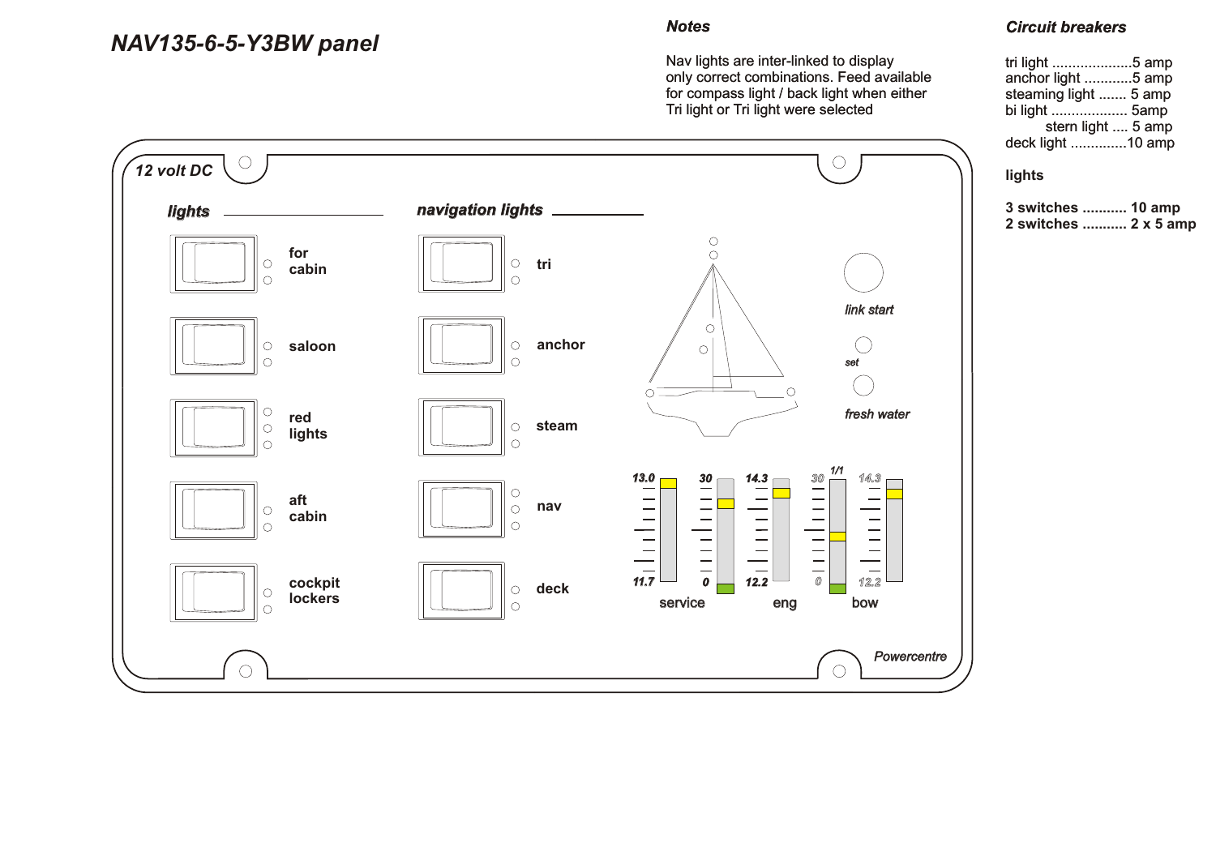# NAV135-6-5-Y3BW panel

### Notes

Nav lights are inter-linked to display only correct combinations. Feed available for compass light / back light when either Tri light or Tri light were selected

### Circuit breakers

tri light ....................5 amp
anchor light ............5 amp
steaming light ....... 5 amp
bi light ................... 5amp
stern light .... 5 amp
deck light .............10 amp

**lights**

**3 switches ........... 10 amp**
**2 switches ........... 2 x 5 amp**

*12 volt DC*

***lights***

**for cabin**

**saloon**

**red lights**

**aft cabin**

**cockpit lockers**

***navigation lights***

**tri**

**anchor**

**steam**

**nav**

**deck**

*link start*

*set*

*fresh water*

13.0 — 11.7 service

30 — 0

14.3 — 12.2 eng

30 — 0 1/1

14.3 — 12.2 bow

*Powercentre*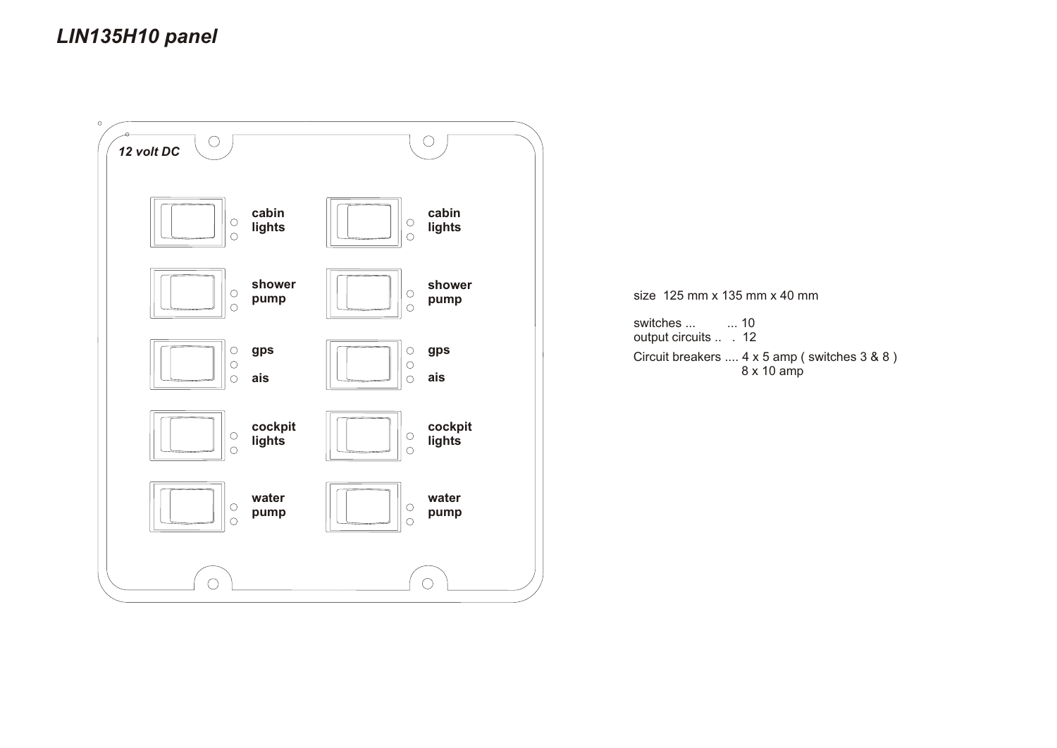# *LIN135H10 panel*

*12 volt DC*

cabin lights | cabin lights

shower pump | shower pump

gps ais | gps ais

cockpit lights | cockpit lights

water pump | water pump

size 125 mm x 135 mm x 40 mm

switches ... ... 10
output circuits .. . 12

Circuit breakers .... 4 x 5 amp ( switches 3 & 8 )
8 x 10 amp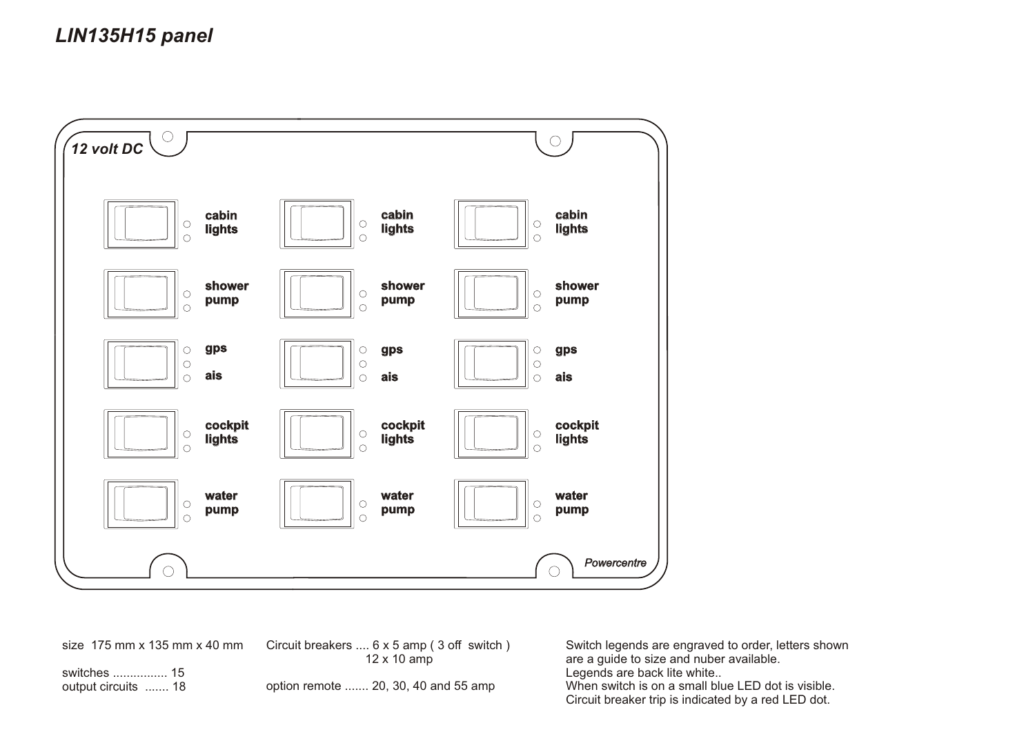## *LIN135H15 panel*

*12 volt DC*

| | | |
|---|---|---|
| cabin lights | cabin lights | cabin lights |
| shower pump | shower pump | shower pump |
| gps ais | gps ais | gps ais |
| cockpit lights | cockpit lights | cockpit lights |
| water pump | water pump | water pump |

*Powercentre*

size 175 mm x 135 mm x 40 mm

switches ................ 15
output circuits ....... 18

Circuit breakers .... 6 x 5 amp ( 3 off switch )
12 x 10 amp

option remote ....... 20, 30, 40 and 55 amp

Switch legends are engraved to order, letters shown are a guide to size and nuber available.
Legends are back lite white..
When switch is on a small blue LED dot is visible.
Circuit breaker trip is indicated by a red LED dot.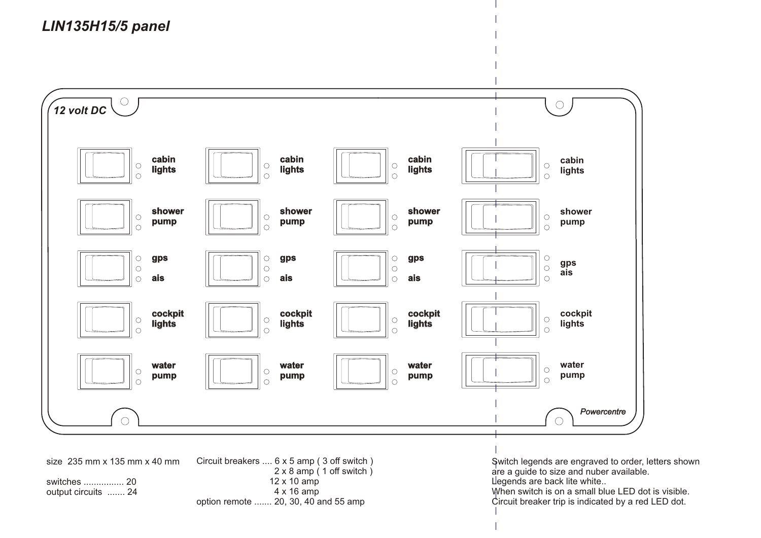# *LIN135H15/5 panel*

*12 volt DC*

| | | | |
|---|---|---|---|
| cabin lights | cabin lights | cabin lights | cabin lights |
| shower pump | shower pump | shower pump | shower pump |
| gps ais | gps ais | gps ais | gps ais |
| cockpit lights | cockpit lights | cockpit lights | cockpit lights |
| water pump | water pump | water pump | water pump |

*Powercentre*

size 235 mm x 135 mm x 40 mm

switches ................ 20
output circuits ....... 24

Circuit breakers .... 6 x 5 amp ( 3 off switch )
2 x 8 amp ( 1 off switch )
12 x 10 amp
4 x 16 amp
option remote ....... 20, 30, 40 and 55 amp

Switch legends are engraved to order, letters shown are a guide to size and nuber available.
Legends are back lite white..
When switch is on a small blue LED dot is visible.
Circuit breaker trip is indicated by a red LED dot.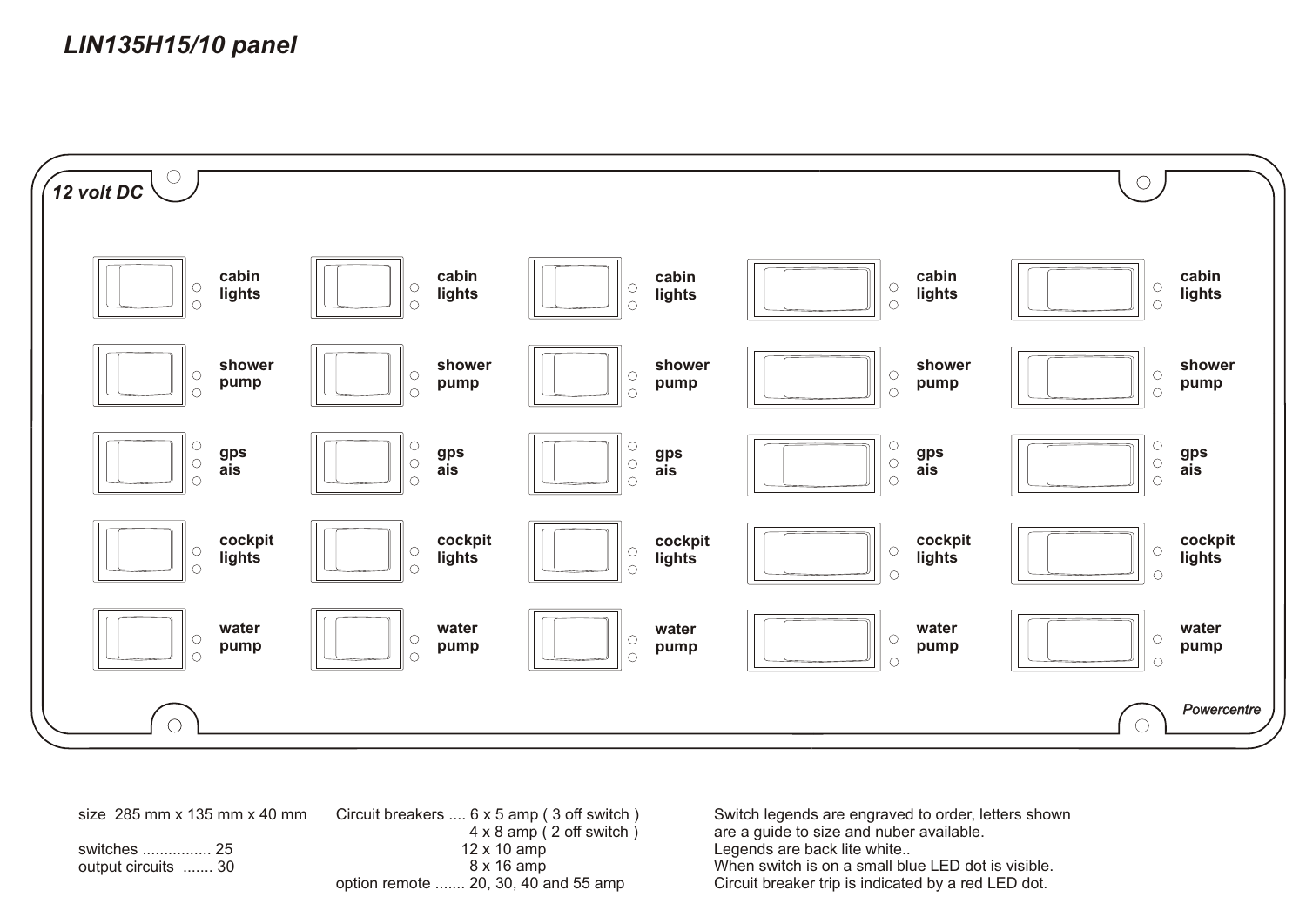## *LIN135H15/10 panel*

*12 volt DC*

| | | | | |
|---|---|---|---|---|
| cabin lights | cabin lights | cabin lights | cabin lights | cabin lights |
| shower pump | shower pump | shower pump | shower pump | shower pump |
| gps ais | gps ais | gps ais | gps ais | gps ais |
| cockpit lights | cockpit lights | cockpit lights | cockpit lights | cockpit lights |
| water pump | water pump | water pump | water pump | water pump |

*Powercentre*

size 285 mm x 135 mm x 40 mm

switches ................ 25
output circuits ....... 30

Circuit breakers .... 6 x 5 amp ( 3 off switch )
4 x 8 amp ( 2 off switch )
12 x 10 amp
8 x 16 amp
option remote ....... 20, 30, 40 and 55 amp

Switch legends are engraved to order, letters shown are a guide to size and nuber available.
Legends are back lite white..
When switch is on a small blue LED dot is visible.
Circuit breaker trip is indicated by a red LED dot.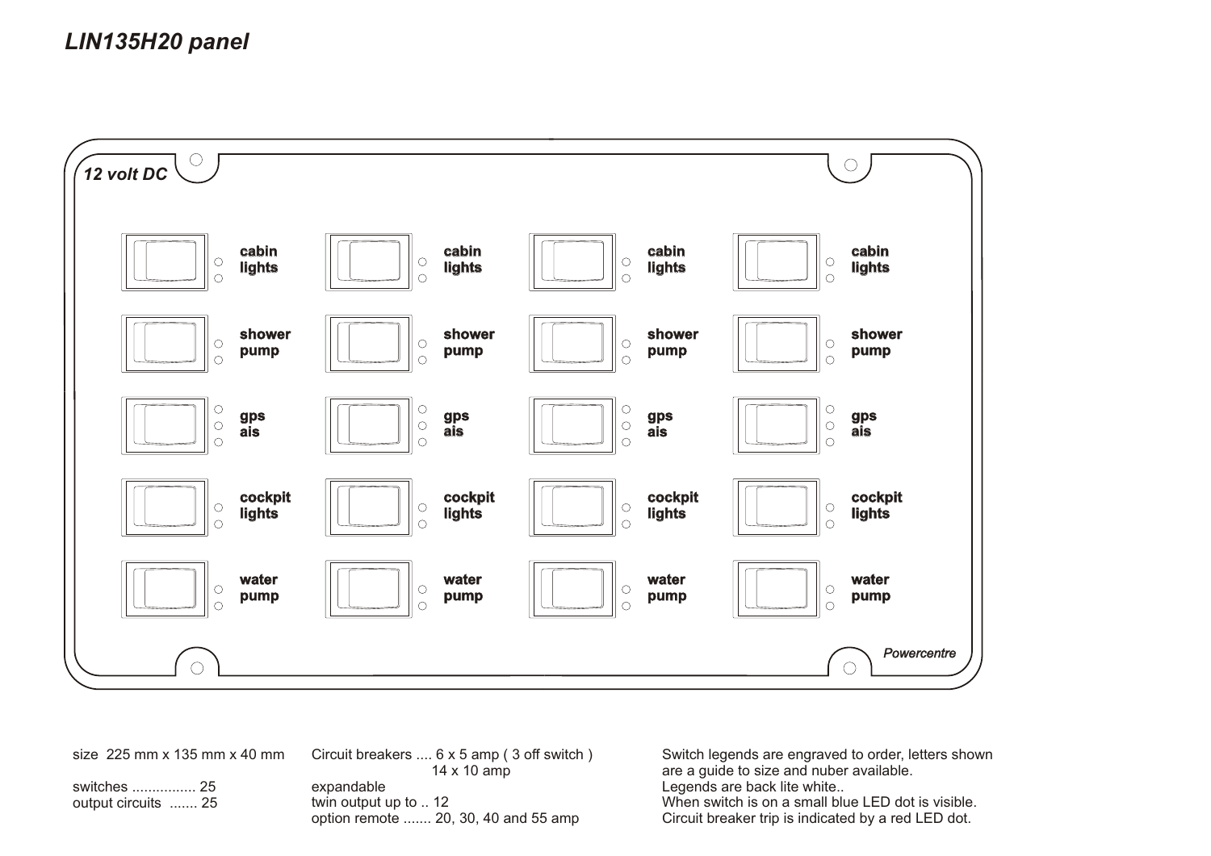# *LIN135H20 panel*

*12 volt DC*

| | | | |
|---|---|---|---|
| cabin lights | cabin lights | cabin lights | cabin lights |
| shower pump | shower pump | shower pump | shower pump |
| gps ais | gps ais | gps ais | gps ais |
| cockpit lights | cockpit lights | cockpit lights | cockpit lights |
| water pump | water pump | water pump | water pump |

*Powercentre*

size 225 mm x 135 mm x 40 mm

switches ................ 25
output circuits ....... 25

Circuit breakers .... 6 x 5 amp ( 3 off switch )
14 x 10 amp
expandable
twin output up to .. 12
option remote ....... 20, 30, 40 and 55 amp

Switch legends are engraved to order, letters shown are a guide to size and nuber available.
Legends are back lite white..
When switch is on a small blue LED dot is visible.
Circuit breaker trip is indicated by a red LED dot.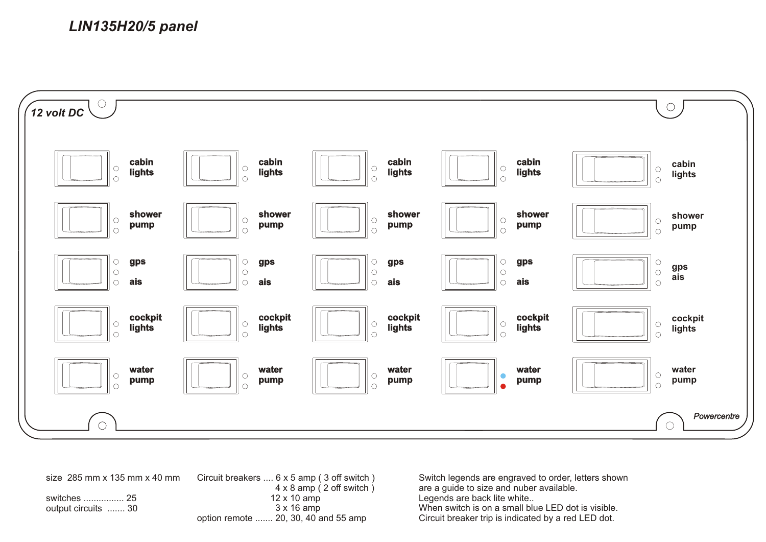*LIN135H20/5 panel*

*12 volt DC*

| | | | | |
|---|---|---|---|---|
| cabin lights | cabin lights | cabin lights | cabin lights | cabin lights |
| shower pump | shower pump | shower pump | shower pump | shower pump |
| gps ais | gps ais | gps ais | gps ais | gps ais |
| cockpit lights | cockpit lights | cockpit lights | cockpit lights | cockpit lights |
| water pump | water pump | water pump | water pump | water pump |

*Powercentre*

size 285 mm x 135 mm x 40 mm

switches ................ 25
output circuits ....... 30

Circuit breakers .... 6 x 5 amp ( 3 off switch )
4 x 8 amp ( 2 off switch )
12 x 10 amp
3 x 16 amp
option remote ....... 20, 30, 40 and 55 amp

Switch legends are engraved to order, letters shown are a guide to size and nuber available.
Legends are back lite white..
When switch is on a small blue LED dot is visible.
Circuit breaker trip is indicated by a red LED dot.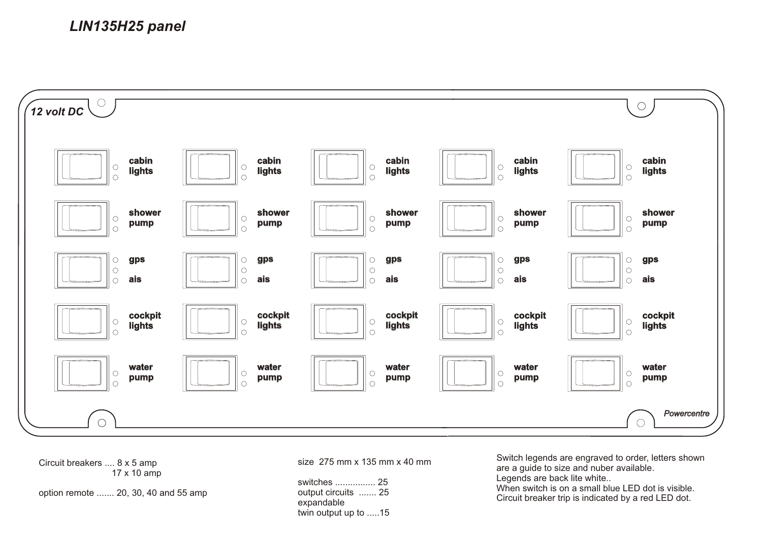# *LIN135H25 panel*

*12 volt DC*

cabin lights | cabin lights | cabin lights | cabin lights | cabin lights

shower pump | shower pump | shower pump | shower pump | shower pump

gps ais | gps ais | gps ais | gps ais | gps ais

cockpit lights | cockpit lights | cockpit lights | cockpit lights | cockpit lights

water pump | water pump | water pump | water pump | water pump

*Powercentre*

Circuit breakers .... 8 x 5 amp
17 x 10 amp

option remote ....... 20, 30, 40 and 55 amp

size 275 mm x 135 mm x 40 mm

switches ................ 25
output circuits ....... 25
expandable
twin output up to .....15

Switch legends are engraved to order, letters shown are a guide to size and nuber available.
Legends are back lite white..
When switch is on a small blue LED dot is visible.
Circuit breaker trip is indicated by a red LED dot.